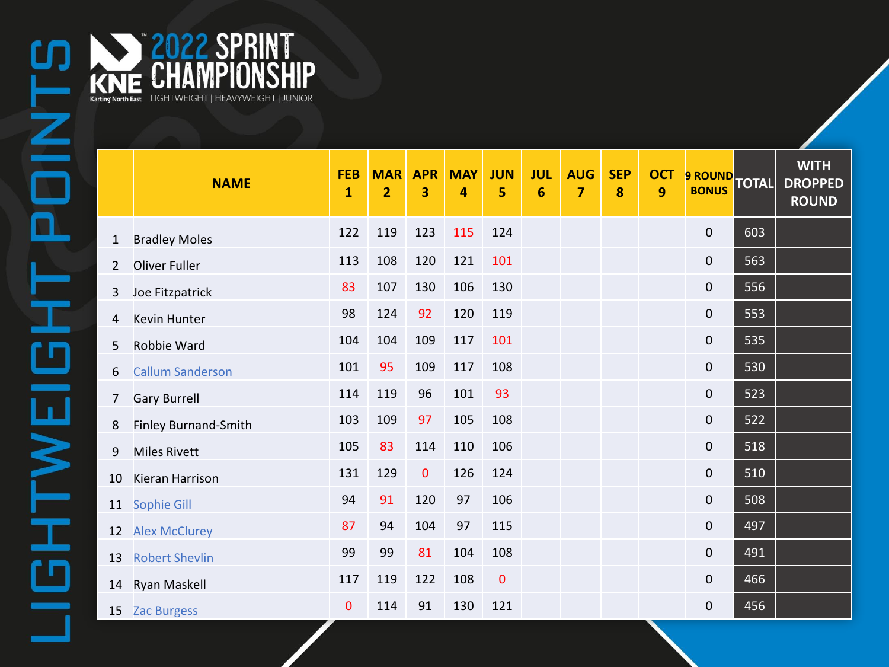# LIGHTWEIGHT POINTS

## KNE 2022 SPRINT CHAMPIONSHIP

Karting North East — LIGHTWEIGHT | HEAVYWEIGHT | JUNIOR

| | NAME | FEB 1 | MAR 2 | APR 3 | MAY 4 | JUN 5 | JUL 6 | AUG 7 | SEP 8 | OCT 9 | 9 ROUND BONUS | TOTAL | WITH DROPPED ROUND |
|---|---|---|---|---|---|---|---|---|---|---|---|---|---|
| 1 | Bradley Moles | 122 | 119 | 123 | 115 | 124 | | | | | 0 | 603 | |
| 2 | Oliver Fuller | 113 | 108 | 120 | 121 | 101 | | | | | 0 | 563 | |
| 3 | Joe Fitzpatrick | 83 | 107 | 130 | 106 | 130 | | | | | 0 | 556 | |
| 4 | Kevin Hunter | 98 | 124 | 92 | 120 | 119 | | | | | 0 | 553 | |
| 5 | Robbie Ward | 104 | 104 | 109 | 117 | 101 | | | | | 0 | 535 | |
| 6 | Callum Sanderson | 101 | 95 | 109 | 117 | 108 | | | | | 0 | 530 | |
| 7 | Gary Burrell | 114 | 119 | 96 | 101 | 93 | | | | | 0 | 523 | |
| 8 | Finley Burnand-Smith | 103 | 109 | 97 | 105 | 108 | | | | | 0 | 522 | |
| 9 | Miles Rivett | 105 | 83 | 114 | 110 | 106 | | | | | 0 | 518 | |
| 10 | Kieran Harrison | 131 | 129 | 0 | 126 | 124 | | | | | 0 | 510 | |
| 11 | Sophie Gill | 94 | 91 | 120 | 97 | 106 | | | | | 0 | 508 | |
| 12 | Alex McClurey | 87 | 94 | 104 | 97 | 115 | | | | | 0 | 497 | |
| 13 | Robert Shevlin | 99 | 99 | 81 | 104 | 108 | | | | | 0 | 491 | |
| 14 | Ryan Maskell | 117 | 119 | 122 | 108 | 0 | | | | | 0 | 466 | |
| 15 | Zac Burgess | 0 | 114 | 91 | 130 | 121 | | | | | 0 | 456 | |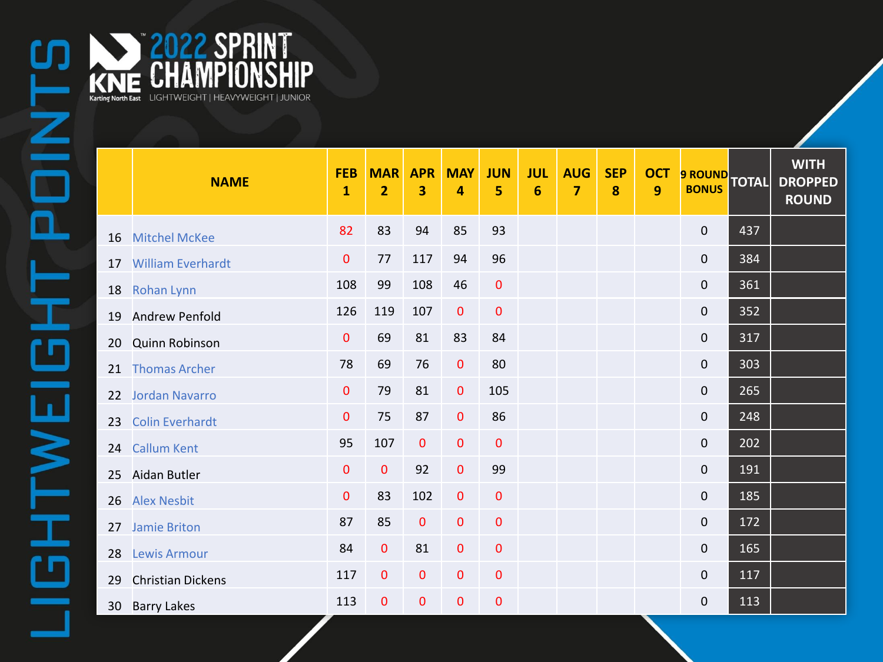# LIGHTWEIGHT POINTS

## KNE 2022 SPRINT CHAMPIONSHIP

Karting North East — LIGHTWEIGHT | HEAVYWEIGHT | JUNIOR

| | NAME | FEB 1 | MAR 2 | APR 3 | MAY 4 | JUN 5 | JUL 6 | AUG 7 | SEP 8 | OCT 9 | 9 ROUND BONUS | TOTAL | WITH DROPPED ROUND |
|---|---|---|---|---|---|---|---|---|---|---|---|---|---|
| 16 | Mitchel McKee | 82 | 83 | 94 | 85 | 93 | | | | | 0 | 437 | |
| 17 | William Everhardt | 0 | 77 | 117 | 94 | 96 | | | | | 0 | 384 | |
| 18 | Rohan Lynn | 108 | 99 | 108 | 46 | 0 | | | | | 0 | 361 | |
| 19 | Andrew Penfold | 126 | 119 | 107 | 0 | 0 | | | | | 0 | 352 | |
| 20 | Quinn Robinson | 0 | 69 | 81 | 83 | 84 | | | | | 0 | 317 | |
| 21 | Thomas Archer | 78 | 69 | 76 | 0 | 80 | | | | | 0 | 303 | |
| 22 | Jordan Navarro | 0 | 79 | 81 | 0 | 105 | | | | | 0 | 265 | |
| 23 | Colin Everhardt | 0 | 75 | 87 | 0 | 86 | | | | | 0 | 248 | |
| 24 | Callum Kent | 95 | 107 | 0 | 0 | 0 | | | | | 0 | 202 | |
| 25 | Aidan Butler | 0 | 0 | 92 | 0 | 99 | | | | | 0 | 191 | |
| 26 | Alex Nesbit | 0 | 83 | 102 | 0 | 0 | | | | | 0 | 185 | |
| 27 | Jamie Briton | 87 | 85 | 0 | 0 | 0 | | | | | 0 | 172 | |
| 28 | Lewis Armour | 84 | 0 | 81 | 0 | 0 | | | | | 0 | 165 | |
| 29 | Christian Dickens | 117 | 0 | 0 | 0 | 0 | | | | | 0 | 117 | |
| 30 | Barry Lakes | 113 | 0 | 0 | 0 | 0 | | | | | 0 | 113 | |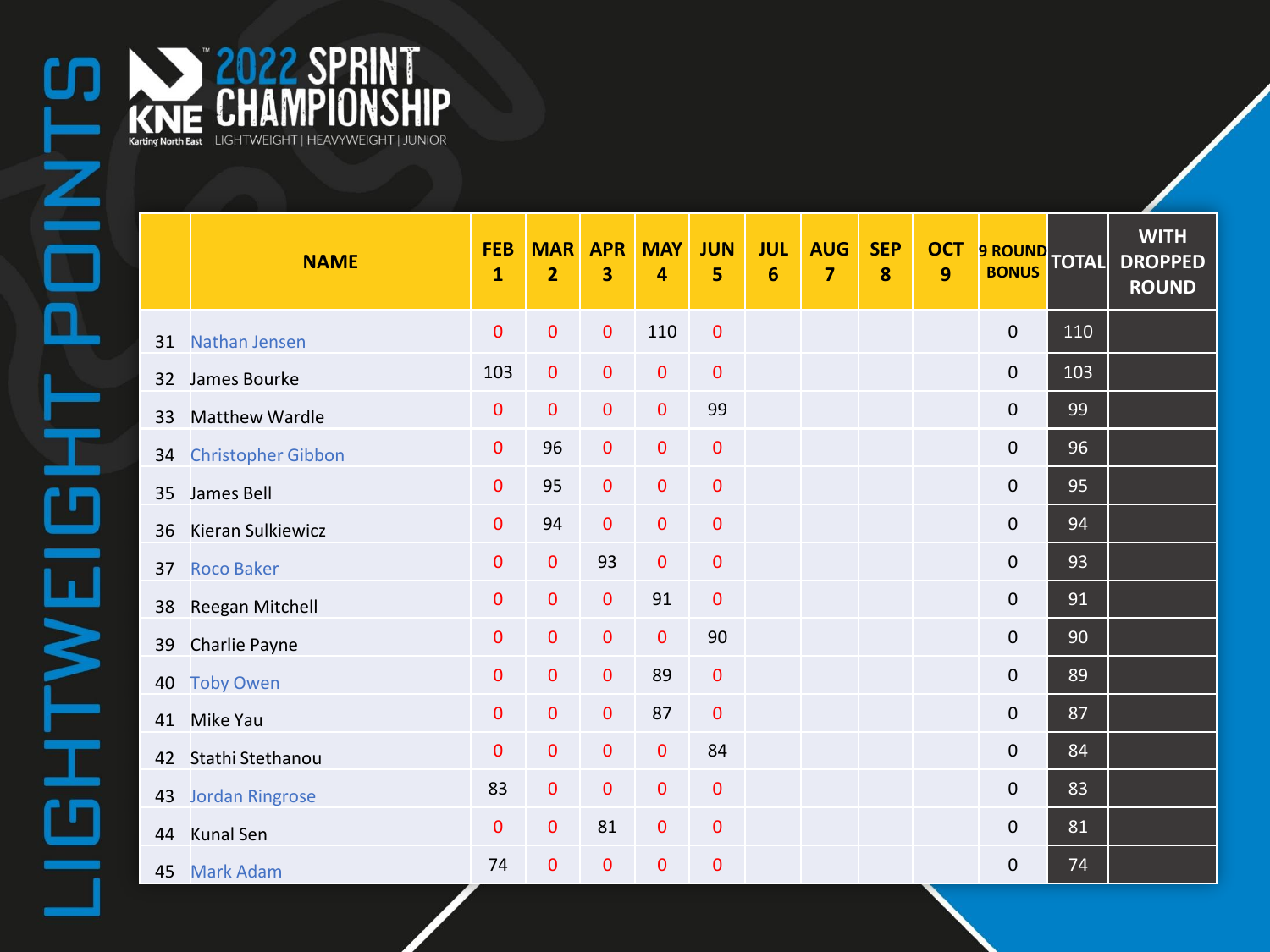# LIGHTWEIGHT POINTS

## KNE 2022 SPRINT CHAMPIONSHIP

Karting North East

LIGHTWEIGHT | HEAVYWEIGHT | JUNIOR

| | NAME | FEB 1 | MAR 2 | APR 3 | MAY 4 | JUN 5 | JUL 6 | AUG 7 | SEP 8 | OCT 9 | 9 ROUND BONUS | TOTAL | WITH DROPPED ROUND |
|---|---|---|---|---|---|---|---|---|---|---|---|---|---|
| 31 | Nathan Jensen | 0 | 0 | 0 | 110 | 0 | | | | | 0 | 110 | |
| 32 | James Bourke | 103 | 0 | 0 | 0 | 0 | | | | | 0 | 103 | |
| 33 | Matthew Wardle | 0 | 0 | 0 | 0 | 99 | | | | | 0 | 99 | |
| 34 | Christopher Gibbon | 0 | 96 | 0 | 0 | 0 | | | | | 0 | 96 | |
| 35 | James Bell | 0 | 95 | 0 | 0 | 0 | | | | | 0 | 95 | |
| 36 | Kieran Sulkiewicz | 0 | 94 | 0 | 0 | 0 | | | | | 0 | 94 | |
| 37 | Roco Baker | 0 | 0 | 93 | 0 | 0 | | | | | 0 | 93 | |
| 38 | Reegan Mitchell | 0 | 0 | 0 | 91 | 0 | | | | | 0 | 91 | |
| 39 | Charlie Payne | 0 | 0 | 0 | 0 | 90 | | | | | 0 | 90 | |
| 40 | Toby Owen | 0 | 0 | 0 | 89 | 0 | | | | | 0 | 89 | |
| 41 | Mike Yau | 0 | 0 | 0 | 87 | 0 | | | | | 0 | 87 | |
| 42 | Stathi Stethanou | 0 | 0 | 0 | 0 | 84 | | | | | 0 | 84 | |
| 43 | Jordan Ringrose | 83 | 0 | 0 | 0 | 0 | | | | | 0 | 83 | |
| 44 | Kunal Sen | 0 | 0 | 81 | 0 | 0 | | | | | 0 | 81 | |
| 45 | Mark Adam | 74 | 0 | 0 | 0 | 0 | | | | | 0 | 74 | |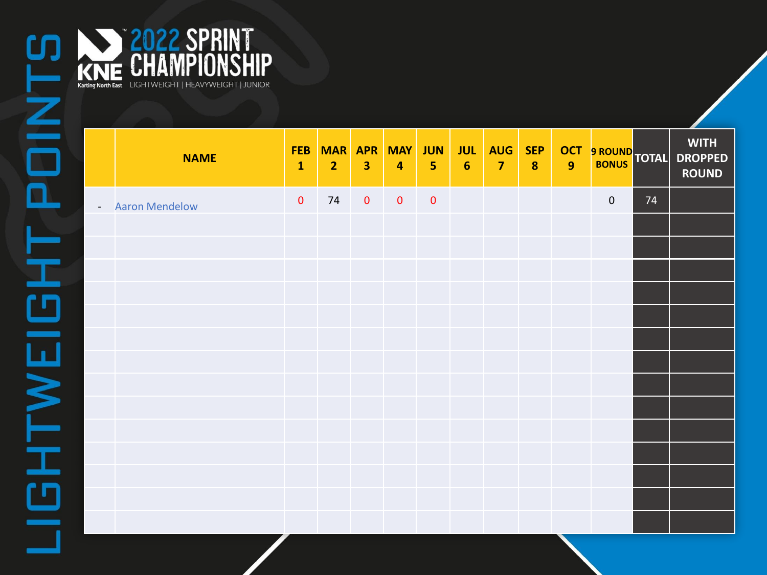# LIGHTWEIGHT POINTS

## 2022 SPRINT CHAMPIONSHIP

KNE Karting North East

LIGHTWEIGHT | HEAVYWEIGHT | JUNIOR

| | NAME | FEB 1 | MAR 2 | APR 3 | MAY 4 | JUN 5 | JUL 6 | AUG 7 | SEP 8 | OCT 9 | 9 ROUND BONUS | TOTAL | WITH DROPPED ROUND |
|---|---|---|---|---|---|---|---|---|---|---|---|---|---|
| - | Aaron Mendelow | 0 | 74 | 0 | 0 | 0 | | | | | 0 | 74 | |
| | | | | | | | | | | | | | |
| | | | | | | | | | | | | | |
| | | | | | | | | | | | | | |
| | | | | | | | | | | | | | |
| | | | | | | | | | | | | | |
| | | | | | | | | | | | | | |
| | | | | | | | | | | | | | |
| | | | | | | | | | | | | | |
| | | | | | | | | | | | | | |
| | | | | | | | | | | | | | |
| | | | | | | | | | | | | | |
| | | | | | | | | | | | | | |
| | | | | | | | | | | | | | |
| | | | | | | | | | | | | | |